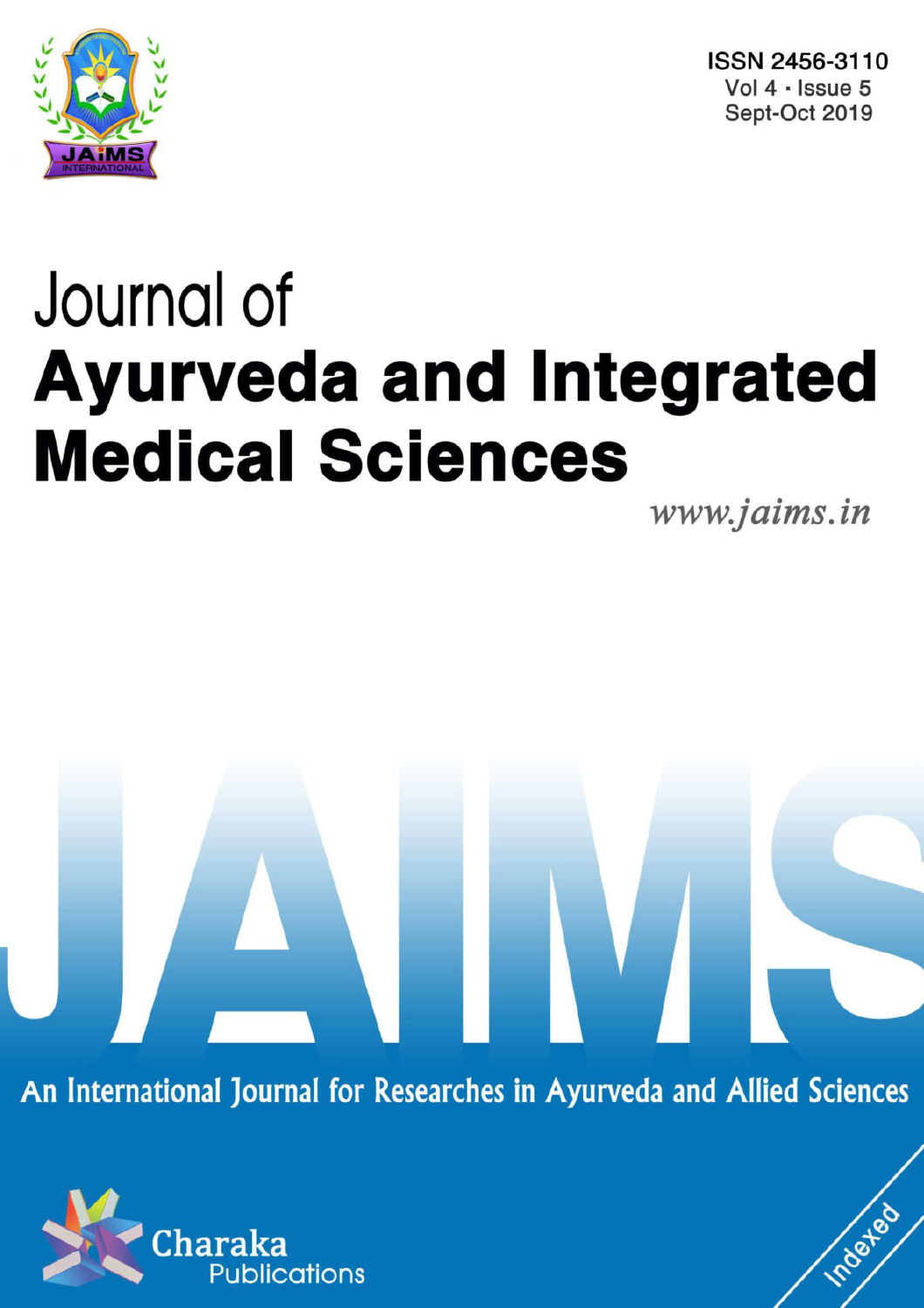ISSN 2456-3110
Vol 4 · Issue 5
Sept-Oct 2019

# Journal of
# Ayurveda and Integrated Medical Sciences

*www.jaims.in*

JAIMS

An International Journal for Researches in Ayurveda and Allied Sciences

Charaka Publications

Indexed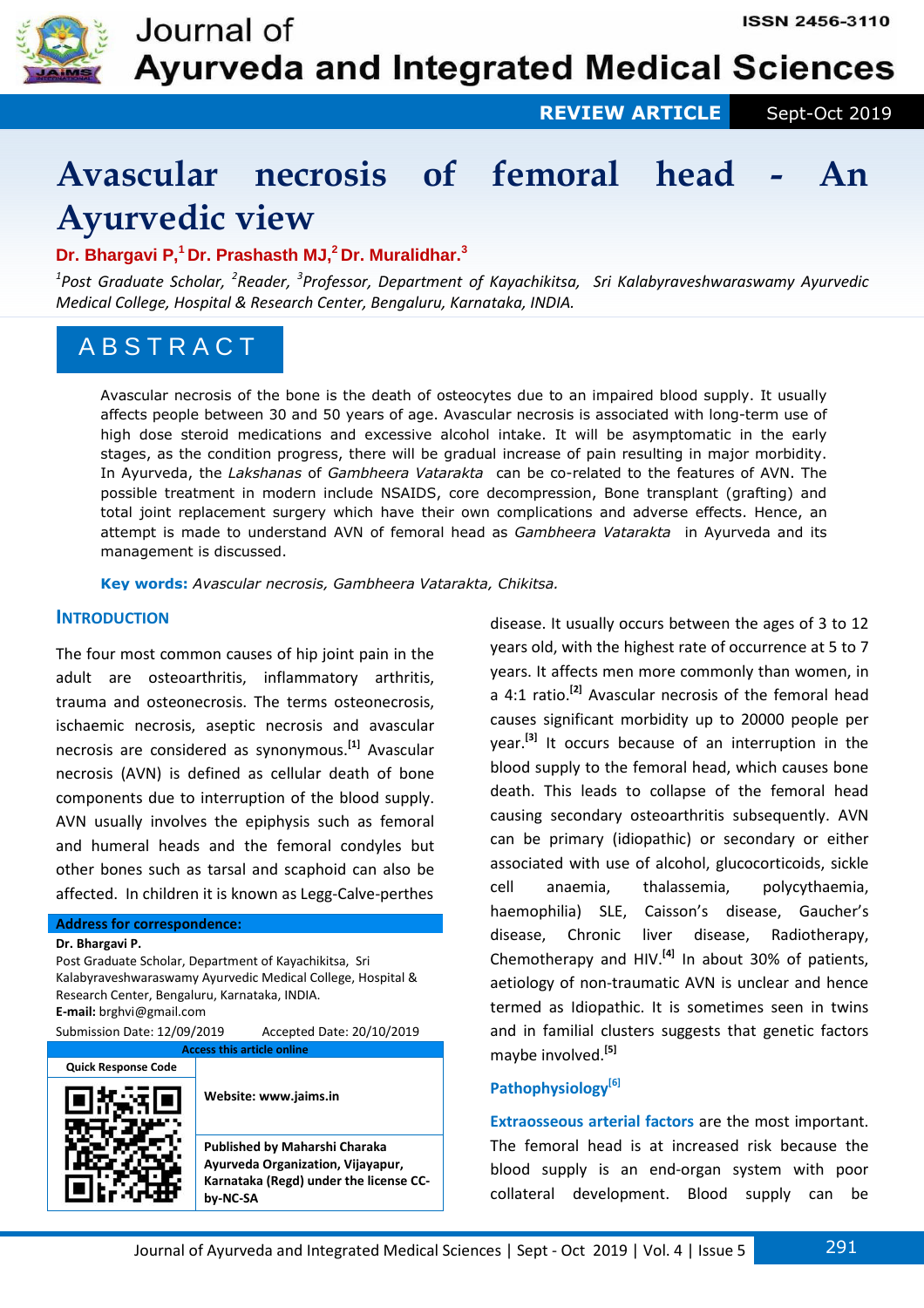# Avascular necrosis of femoral head - An Ayurvedic view

**Dr. Bhargavi P,[1] Dr. Prashasth MJ,[2] Dr. Muralidhar.[3]**

*[1]Post Graduate Scholar, [2]Reader, [3]Professor, Department of Kayachikitsa, Sri Kalabyraveshwaraswamy Ayurvedic Medical College, Hospital & Research Center, Bengaluru, Karnataka, INDIA.*

## ABSTRACT

Avascular necrosis of the bone is the death of osteocytes due to an impaired blood supply. It usually affects people between 30 and 50 years of age. Avascular necrosis is associated with long-term use of high dose steroid medications and excessive alcohol intake. It will be asymptomatic in the early stages, as the condition progress, there will be gradual increase of pain resulting in major morbidity. In Ayurveda, the *Lakshanas* of *Gambheera Vatarakta* can be co-related to the features of AVN. The possible treatment in modern include NSAIDS, core decompression, Bone transplant (grafting) and total joint replacement surgery which have their own complications and adverse effects. Hence, an attempt is made to understand AVN of femoral head as *Gambheera Vatarakta* in Ayurveda and its management is discussed.

**Key words:** *Avascular necrosis, Gambheera Vatarakta, Chikitsa.*

## INTRODUCTION

The four most common causes of hip joint pain in the adult are osteoarthritis, inflammatory arthritis, trauma and osteonecrosis. The terms osteonecrosis, ischaemic necrosis, aseptic necrosis and avascular necrosis are considered as synonymous.[1] Avascular necrosis (AVN) is defined as cellular death of bone components due to interruption of the blood supply. AVN usually involves the epiphysis such as femoral and humeral heads and the femoral condyles but other bones such as tarsal and scaphoid can also be affected. In children it is known as Legg-Calve-perthes disease. It usually occurs between the ages of 3 to 12 years old, with the highest rate of occurrence at 5 to 7 years. It affects men more commonly than women, in a 4:1 ratio.[2] Avascular necrosis of the femoral head causes significant morbidity up to 20000 people per year.[3] It occurs because of an interruption in the blood supply to the femoral head, which causes bone death. This leads to collapse of the femoral head causing secondary osteoarthritis subsequently. AVN can be primary (idiopathic) or secondary or either associated with use of alcohol, glucocorticoids, sickle cell anaemia, thalassemia, polycythaemia, haemophilia) SLE, Caisson's disease, Gaucher's disease, Chronic liver disease, Radiotherapy, Chemotherapy and HIV.[4] In about 30% of patients, aetiology of non-traumatic AVN is unclear and hence termed as Idiopathic. It is sometimes seen in twins and in familial clusters suggests that genetic factors maybe involved.[5]

**Address for correspondence:**
**Dr. Bhargavi P.**
Post Graduate Scholar, Department of Kayachikitsa, Sri Kalabyraveshwaraswamy Ayurvedic Medical College, Hospital & Research Center, Bengaluru, Karnataka, INDIA.
**E-mail:** brghvi@gmail.com

Submission Date: 12/09/2019 Accepted Date: 20/10/2019

**Access this article online**

Website: www.jaims.in

Published by Maharshi Charaka Ayurveda Organization, Vijayapur, Karnataka (Regd) under the license CC-by-NC-SA

### Pathophysiology[6]

**Extraosseous arterial factors** are the most important. The femoral head is at increased risk because the blood supply is an end-organ system with poor collateral development. Blood supply can be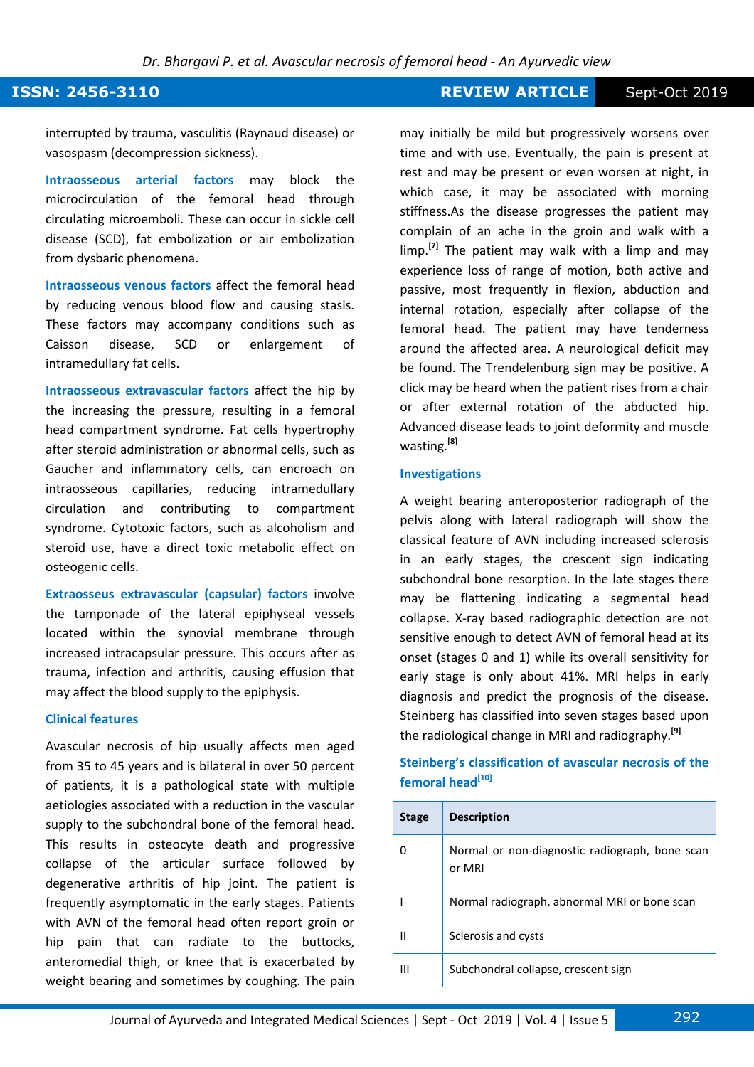interrupted by trauma, vasculitis (Raynaud disease) or vasospasm (decompression sickness).

**Intraosseous arterial factors** may block the microcirculation of the femoral head through circulating microemboli. These can occur in sickle cell disease (SCD), fat embolization or air embolization from dysbaric phenomena.

**Intraosseous venous factors** affect the femoral head by reducing venous blood flow and causing stasis. These factors may accompany conditions such as Caisson disease, SCD or enlargement of intramedullary fat cells.

**Intraosseous extravascular factors** affect the hip by the increasing the pressure, resulting in a femoral head compartment syndrome. Fat cells hypertrophy after steroid administration or abnormal cells, such as Gaucher and inflammatory cells, can encroach on intraosseous capillaries, reducing intramedullary circulation and contributing to compartment syndrome. Cytotoxic factors, such as alcoholism and steroid use, have a direct toxic metabolic effect on osteogenic cells.

**Extraosseus extravascular (capsular) factors** involve the tamponade of the lateral epiphyseal vessels located within the synovial membrane through increased intracapsular pressure. This occurs after as trauma, infection and arthritis, causing effusion that may affect the blood supply to the epiphysis.

## Clinical features

Avascular necrosis of hip usually affects men aged from 35 to 45 years and is bilateral in over 50 percent of patients, it is a pathological state with multiple aetiologies associated with a reduction in the vascular supply to the subchondral bone of the femoral head. This results in osteocyte death and progressive collapse of the articular surface followed by degenerative arthritis of hip joint. The patient is frequently asymptomatic in the early stages. Patients with AVN of the femoral head often report groin or hip pain that can radiate to the buttocks, anteromedial thigh, or knee that is exacerbated by weight bearing and sometimes by coughing. The pain may initially be mild but progressively worsens over time and with use. Eventually, the pain is present at rest and may be present or even worsen at night, in which case, it may be associated with morning stiffness.As the disease progresses the patient may complain of an ache in the groin and walk with a limp.[7] The patient may walk with a limp and may experience loss of range of motion, both active and passive, most frequently in flexion, abduction and internal rotation, especially after collapse of the femoral head. The patient may have tenderness around the affected area. A neurological deficit may be found. The Trendelenburg sign may be positive. A click may be heard when the patient rises from a chair or after external rotation of the abducted hip. Advanced disease leads to joint deformity and muscle wasting.[8]

## Investigations

A weight bearing anteroposterior radiograph of the pelvis along with lateral radiograph will show the classical feature of AVN including increased sclerosis in an early stages, the crescent sign indicating subchondral bone resorption. In the late stages there may be flattening indicating a segmental head collapse. X-ray based radiographic detection are not sensitive enough to detect AVN of femoral head at its onset (stages 0 and 1) while its overall sensitivity for early stage is only about 41%. MRI helps in early diagnosis and predict the prognosis of the disease. Steinberg has classified into seven stages based upon the radiological change in MRI and radiography.[9]

### Steinberg's classification of avascular necrosis of the femoral head[10]

| Stage | Description |
|---|---|
| 0 | Normal or non-diagnostic radiograph, bone scan or MRI |
| I | Normal radiograph, abnormal MRI or bone scan |
| II | Sclerosis and cysts |
| III | Subchondral collapse, crescent sign |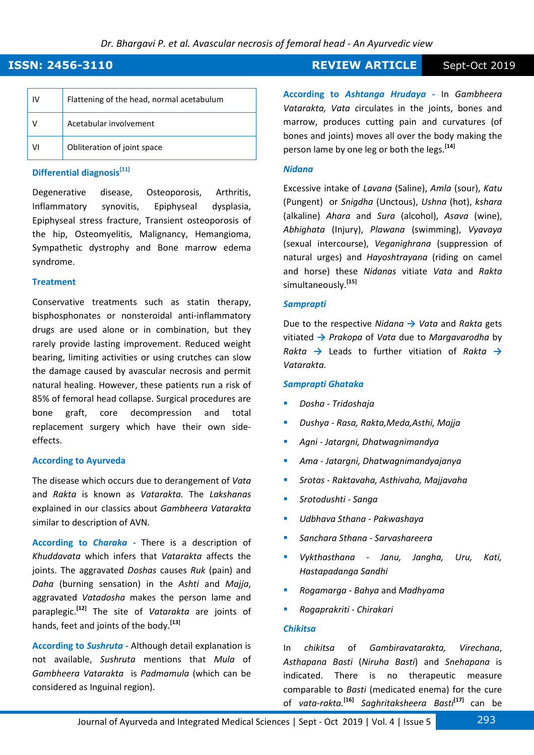| | |
|---|---|
| IV | Flattening of the head, normal acetabulum |
| V | Acetabular involvement |
| VI | Obliteration of joint space |

### Differential diagnosis[11]

Degenerative disease, Osteoporosis, Arthritis, Inflammatory synovitis, Epiphyseal dysplasia, Epiphyseal stress fracture, Transient osteoporosis of the hip, Osteomyelitis, Malignancy, Hemangioma, Sympathetic dystrophy and Bone marrow edema syndrome.

### Treatment

Conservative treatments such as statin therapy, bisphosphonates or nonsteroidal anti-inflammatory drugs are used alone or in combination, but they rarely provide lasting improvement. Reduced weight bearing, limiting activities or using crutches can slow the damage caused by avascular necrosis and permit natural healing. However, these patients run a risk of 85% of femoral head collapse. Surgical procedures are bone graft, core decompression and total replacement surgery which have their own side-effects.

### According to Ayurveda

The disease which occurs due to derangement of *Vata* and *Rakta* is known as *Vatarakta.* The *Lakshanas* explained in our classics about *Gambheera Vatarakta* similar to description of AVN.

**According to *Charaka* -** There is a description of *Khuddavata* which infers that *Vatarakta* affects the joints. The aggravated *Doshas* causes *Ruk* (pain) and *Daha* (burning sensation) in the *Ashti* and *Majja*, aggravated *Vatadosha* makes the person lame and paraplegic.[12] The site of *Vatarakta* are joints of hands, feet and joints of the body.[13]

**According to *Sushruta* -** Although detail explanation is not available, *Sushruta* mentions that *Mula* of *Gambheera Vatarakta* is *Padmamula* (which can be considered as Inguinal region).

**According to *Ashtanga Hrudaya* -** In *Gambheera Vatarakta, Vata* circulates in the joints, bones and marrow, produces cutting pain and curvatures (of bones and joints) moves all over the body making the person lame by one leg or both the legs.[14]

### *Nidana*

Excessive intake of *Lavana* (Saline), *Amla* (sour), *Katu* (Pungent) or *Snigdha* (Unctous), *Ushna* (hot), *kshara* (alkaline) *Ahara* and *Sura* (alcohol), *Asava* (wine), *Abhighata* (Injury), *Plawana* (swimming), *Vyavaya* (sexual intercourse), *Veganighrana* (suppression of natural urges) and *Hayoshtrayana* (riding on camel and horse) these *Nidanas* vitiate *Vata* and *Rakta* simultaneously.[15]

### *Samprapti*

Due to the respective *Nidana* → *Vata* and *Rakta* gets vitiated → *Prakopa* of *Vata* due to *Margavarodha* by *Rakta* → Leads to further vitiation of *Rakta* → *Vatarakta.*

### *Samprapti Ghataka*

- *Dosha - Tridoshaja*
- *Dushya - Rasa, Rakta,Meda,Asthi, Majja*
- *Agni - Jatargni, Dhatwagnimandya*
- *Ama - Jatargni, Dhatwagnimandyajanya*
- *Srotas - Raktavaha, Asthivaha, Majjavaha*
- *Srotodushti - Sanga*
- *Udbhava Sthana - Pakwashaya*
- *Sanchara Sthana - Sarvashareera*
- *Vykthasthana - Janu, Jangha, Uru, Kati, Hastapadanga Sandhi*
- *Rogamarga - Bahya* and *Madhyama*
- *Rogaprakriti - Chirakari*

### *Chikitsa*

In *chikitsa* of *Gambiravatarakta, Virechana*, *Asthapana Basti* (*Niruha Basti*) and *Snehapana* is indicated. There is no therapeutic measure comparable to *Basti* (medicated enema) for the cure of *vata-rakta.*[16] *Saghritaksheera Basti*[17] can be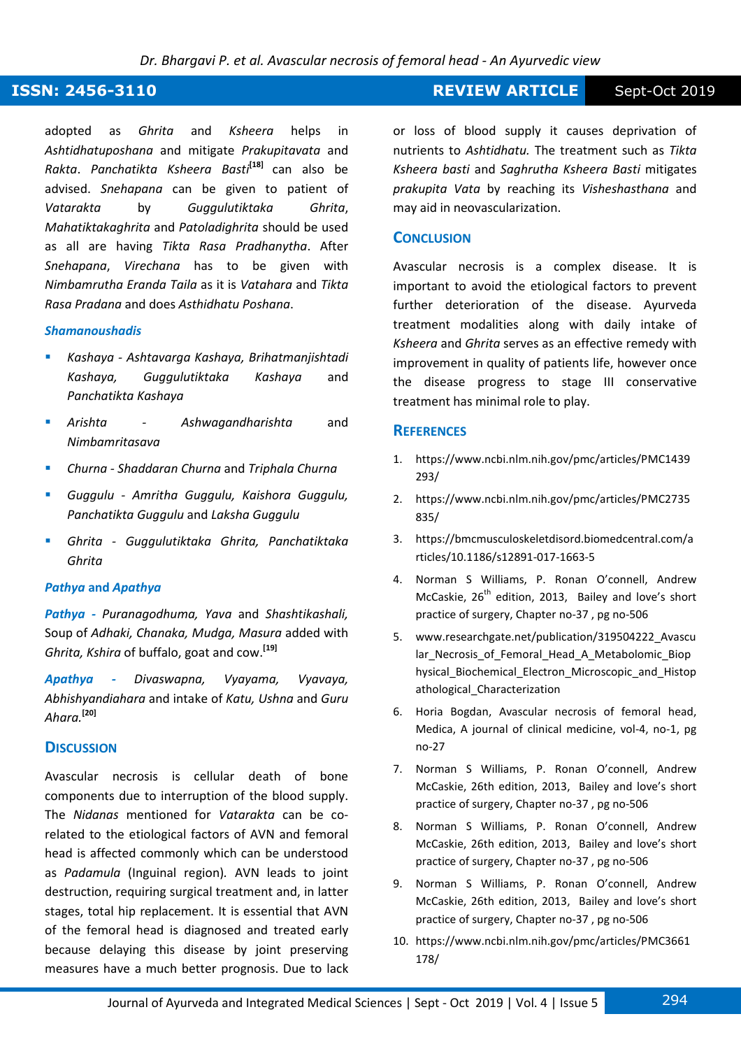adopted as *Ghrita* and *Ksheera* helps in *Ashtidhatuposhana* and mitigate *Prakupitavata* and *Rakta*. *Panchatikta Ksheera Basti*[18] can also be advised. *Snehapana* can be given to patient of *Vatarakta* by *Guggulutiktaka Ghrita*, *Mahatiktakaghrita* and *Patoladighrita* should be used as all are having *Tikta Rasa Pradhanytha*. After *Snehapana*, *Virechana* has to be given with *Nimbamrutha Eranda Taila* as it is *Vatahara* and *Tikta Rasa Pradana* and does *Asthidhatu Poshana*.

### *Shamanoushadis*

- *Kashaya* - *Ashtavarga Kashaya, Brihatmanjishtadi Kashaya, Guggulutiktaka Kashaya* and *Panchatikta Kashaya*
- *Arishta* - *Ashwagandharishta* and *Nimbamritasava*
- *Churna* - *Shaddaran Churna* and *Triphala Churna*
- *Guggulu* - *Amritha Guggulu, Kaishora Guggulu, Panchatikta Guggulu* and *Laksha Guggulu*
- *Ghrita* - *Guggulutiktaka Ghrita, Panchatiktaka Ghrita*

### *Pathya* and *Apathya*

***Pathya*** - *Puranagodhuma, Yava* and *Shashtikashali,* Soup of *Adhaki, Chanaka, Mudga, Masura* added with *Ghrita, Kshira* of buffalo, goat and cow.[19]

***Apathya*** - *Divaswapna, Vyayama, Vyavaya, Abhishyandiahara* and intake of *Katu, Ushna* and *Guru Ahara.*[20]

## Discussion

Avascular necrosis is cellular death of bone components due to interruption of the blood supply. The *Nidanas* mentioned for *Vatarakta* can be co-related to the etiological factors of AVN and femoral head is affected commonly which can be understood as *Padamula* (Inguinal region). AVN leads to joint destruction, requiring surgical treatment and, in latter stages, total hip replacement. It is essential that AVN of the femoral head is diagnosed and treated early because delaying this disease by joint preserving measures have a much better prognosis. Due to lack or loss of blood supply it causes deprivation of nutrients to *Ashtidhatu.* The treatment such as *Tikta Ksheera basti* and *Saghrutha Ksheera Basti* mitigates *prakupita Vata* by reaching its *Visheshasthana* and may aid in neovascularization.

## Conclusion

Avascular necrosis is a complex disease. It is important to avoid the etiological factors to prevent further deterioration of the disease. Ayurveda treatment modalities along with daily intake of *Ksheera* and *Ghrita* serves as an effective remedy with improvement in quality of patients life, however once the disease progress to stage III conservative treatment has minimal role to play.

## References

1. https://www.ncbi.nlm.nih.gov/pmc/articles/PMC1439293/
2. https://www.ncbi.nlm.nih.gov/pmc/articles/PMC2735835/
3. https://bmcmusculoskeletdisord.biomedcentral.com/articles/10.1186/s12891-017-1663-5
4. Norman S Williams, P. Ronan O'connell, Andrew McCaskie, 26th edition, 2013, Bailey and love's short practice of surgery, Chapter no-37 , pg no-506
5. www.researchgate.net/publication/319504222_Avascular_Necrosis_of_Femoral_Head_A_Metabolomic_Biophysical_Biochemical_Electron_Microscopic_and_Histopathological_Characterization
6. Horia Bogdan, Avascular necrosis of femoral head, Medica, A journal of clinical medicine, vol-4, no-1, pg no-27
7. Norman S Williams, P. Ronan O'connell, Andrew McCaskie, 26th edition, 2013, Bailey and love's short practice of surgery, Chapter no-37 , pg no-506
8. Norman S Williams, P. Ronan O'connell, Andrew McCaskie, 26th edition, 2013, Bailey and love's short practice of surgery, Chapter no-37 , pg no-506
9. Norman S Williams, P. Ronan O'connell, Andrew McCaskie, 26th edition, 2013, Bailey and love's short practice of surgery, Chapter no-37 , pg no-506
10. https://www.ncbi.nlm.nih.gov/pmc/articles/PMC3661178/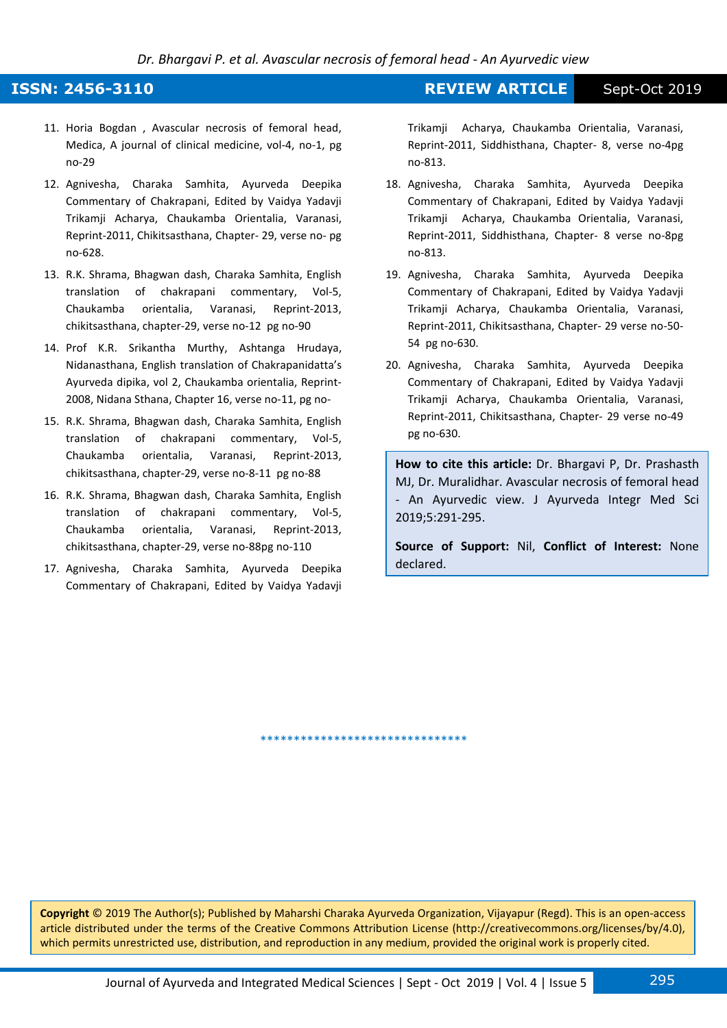11. Horia Bogdan , Avascular necrosis of femoral head, Medica, A journal of clinical medicine, vol-4, no-1, pg no-29
12. Agnivesha, Charaka Samhita, Ayurveda Deepika Commentary of Chakrapani, Edited by Vaidya Yadavji Trikamji Acharya, Chaukamba Orientalia, Varanasi, Reprint-2011, Chikitsasthana, Chapter- 29, verse no- pg no-628.
13. R.K. Shrama, Bhagwan dash, Charaka Samhita, English translation of chakrapani commentary, Vol-5, Chaukamba orientalia, Varanasi, Reprint-2013, chikitsasthana, chapter-29, verse no-12 pg no-90
14. Prof K.R. Srikantha Murthy, Ashtanga Hrudaya, Nidanasthana, English translation of Chakrapanidatta's Ayurveda dipika, vol 2, Chaukamba orientalia, Reprint-2008, Nidana Sthana, Chapter 16, verse no-11, pg no-
15. R.K. Shrama, Bhagwan dash, Charaka Samhita, English translation of chakrapani commentary, Vol-5, Chaukamba orientalia, Varanasi, Reprint-2013, chikitsasthana, chapter-29, verse no-8-11 pg no-88
16. R.K. Shrama, Bhagwan dash, Charaka Samhita, English translation of chakrapani commentary, Vol-5, Chaukamba orientalia, Varanasi, Reprint-2013, chikitsasthana, chapter-29, verse no-88pg no-110
17. Agnivesha, Charaka Samhita, Ayurveda Deepika Commentary of Chakrapani, Edited by Vaidya Yadavji Trikamji Acharya, Chaukamba Orientalia, Varanasi, Reprint-2011, Siddhisthana, Chapter- 8, verse no-4pg no-813.
18. Agnivesha, Charaka Samhita, Ayurveda Deepika Commentary of Chakrapani, Edited by Vaidya Yadavji Trikamji Acharya, Chaukamba Orientalia, Varanasi, Reprint-2011, Siddhisthana, Chapter- 8 verse no-8pg no-813.
19. Agnivesha, Charaka Samhita, Ayurveda Deepika Commentary of Chakrapani, Edited by Vaidya Yadavji Trikamji Acharya, Chaukamba Orientalia, Varanasi, Reprint-2011, Chikitsasthana, Chapter- 29 verse no-50-54 pg no-630.
20. Agnivesha, Charaka Samhita, Ayurveda Deepika Commentary of Chakrapani, Edited by Vaidya Yadavji Trikamji Acharya, Chaukamba Orientalia, Varanasi, Reprint-2011, Chikitsasthana, Chapter- 29 verse no-49 pg no-630.

**How to cite this article:** Dr. Bhargavi P, Dr. Prashasth MJ, Dr. Muralidhar. Avascular necrosis of femoral head - An Ayurvedic view. J Ayurveda Integr Med Sci 2019;5:291-295.

**Source of Support:** Nil, **Conflict of Interest:** None declared.

*******************************

**Copyright** © 2019 The Author(s); Published by Maharshi Charaka Ayurveda Organization, Vijayapur (Regd). This is an open-access article distributed under the terms of the Creative Commons Attribution License (http://creativecommons.org/licenses/by/4.0), which permits unrestricted use, distribution, and reproduction in any medium, provided the original work is properly cited.